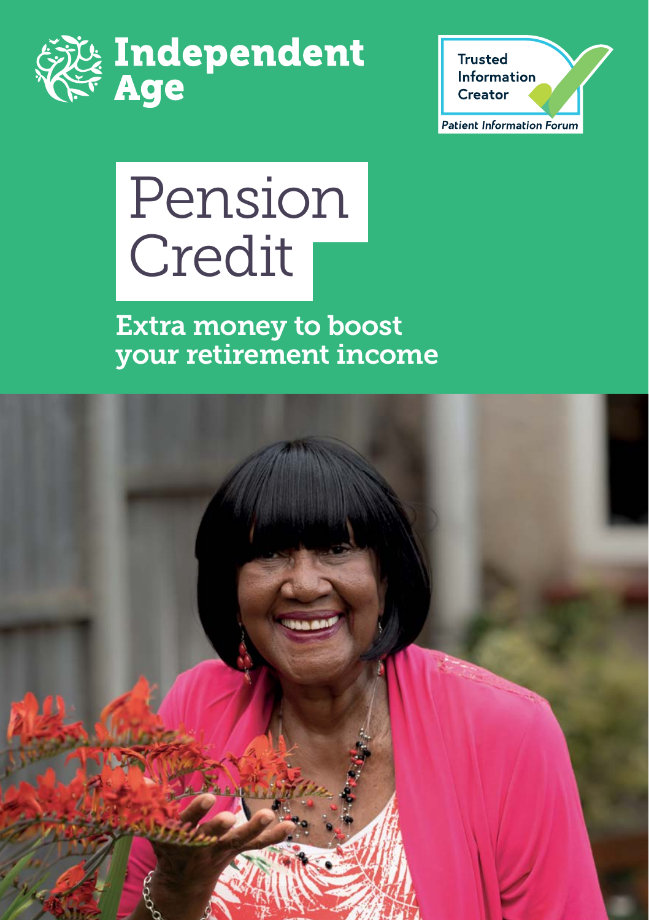Independent Age

Trusted Information Creator

Patient Information Forum

# Pension Credit

## Extra money to boost your retirement income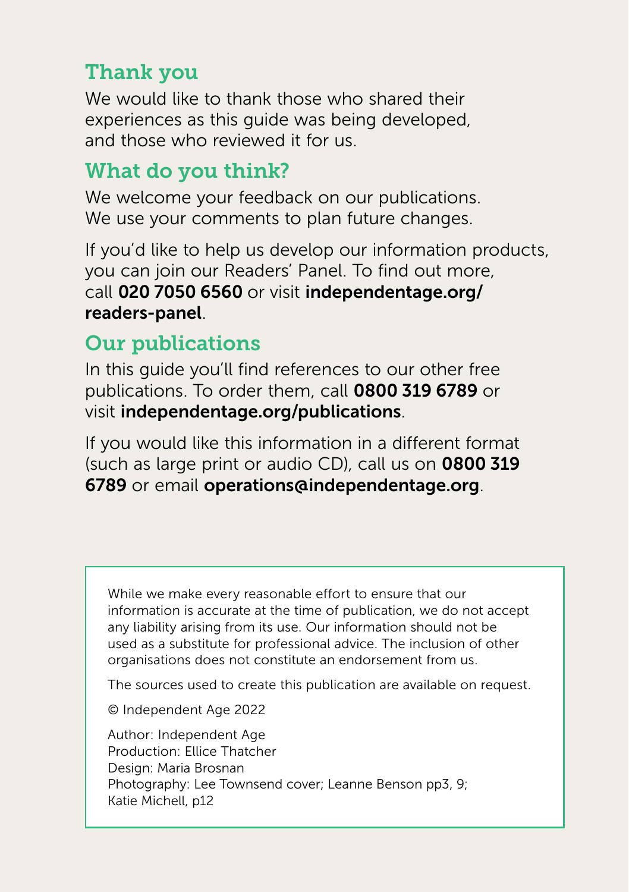## Thank you

We would like to thank those who shared their experiences as this guide was being developed, and those who reviewed it for us.

## What do you think?

We welcome your feedback on our publications. We use your comments to plan future changes.

If you'd like to help us develop our information products, you can join our Readers' Panel. To find out more, call **020 7050 6560** or visit **independentage.org/readers-panel**.

## Our publications

In this guide you'll find references to our other free publications. To order them, call **0800 319 6789** or visit **independentage.org/publications**.

If you would like this information in a different format (such as large print or audio CD), call us on **0800 319 6789** or email **operations@independentage.org**.

While we make every reasonable effort to ensure that our information is accurate at the time of publication, we do not accept any liability arising from its use. Our information should not be used as a substitute for professional advice. The inclusion of other organisations does not constitute an endorsement from us.

The sources used to create this publication are available on request.

© Independent Age 2022

Author: Independent Age
Production: Ellice Thatcher
Design: Maria Brosnan
Photography: Lee Townsend cover; Leanne Benson pp3, 9; Katie Michell, p12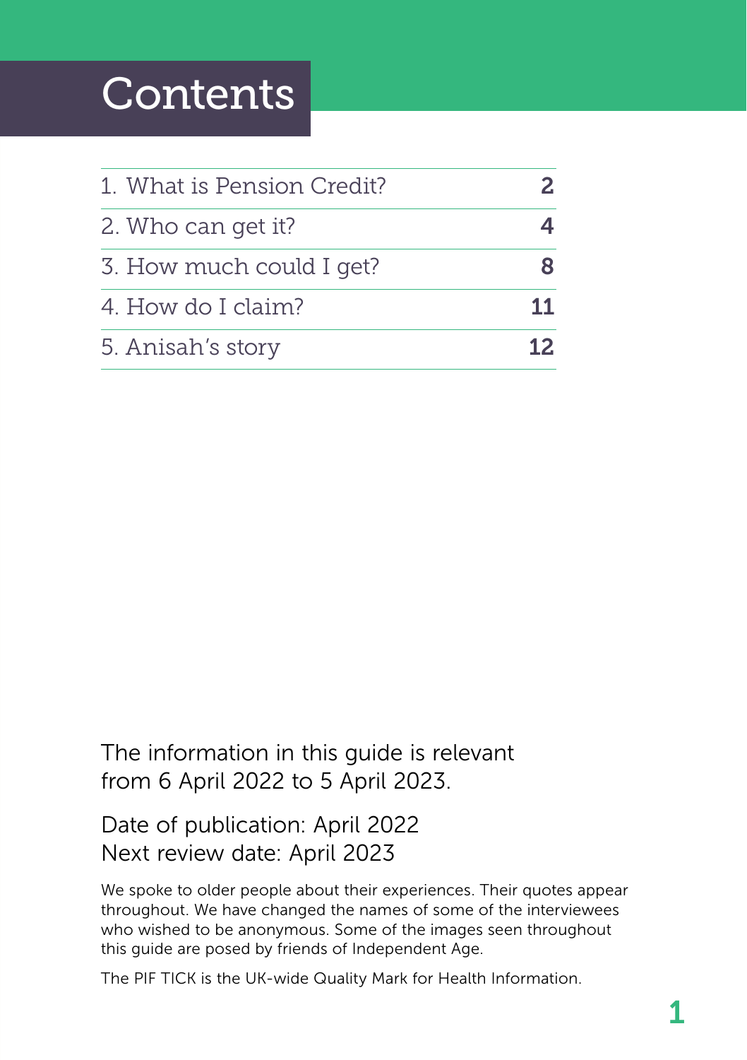# Contents

| | |
|---|---|
| 1. What is Pension Credit? | **2** |
| 2. Who can get it? | **4** |
| 3. How much could I get? | **8** |
| 4. How do I claim? | **11** |
| 5. Anisah's story | **12** |

The information in this guide is relevant from 6 April 2022 to 5 April 2023.

Date of publication: April 2022
Next review date: April 2023

We spoke to older people about their experiences. Their quotes appear throughout. We have changed the names of some of the interviewees who wished to be anonymous. Some of the images seen throughout this guide are posed by friends of Independent Age.

The PIF TICK is the UK-wide Quality Mark for Health Information.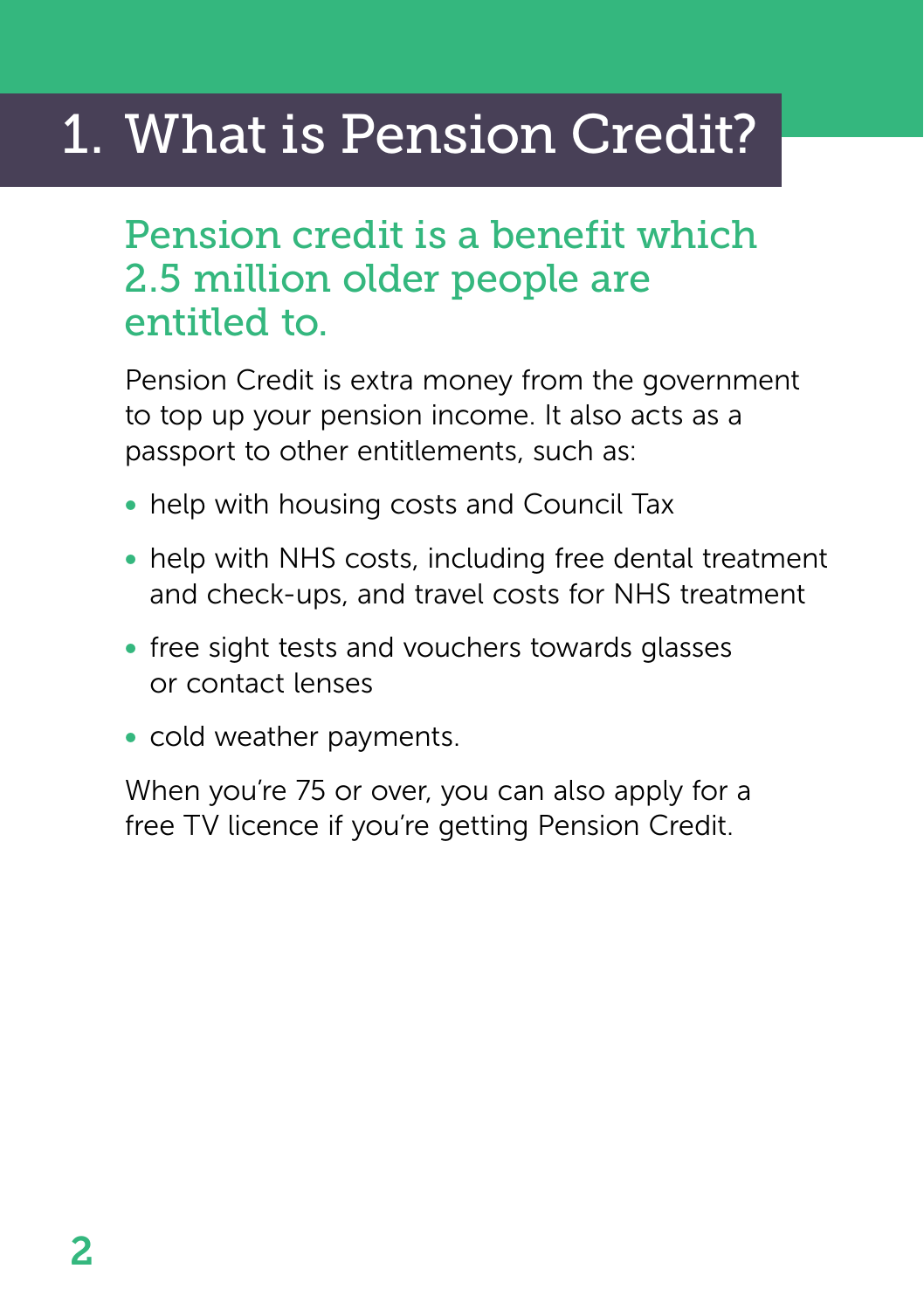# 1. What is Pension Credit?

## Pension credit is a benefit which 2.5 million older people are entitled to.

Pension Credit is extra money from the government to top up your pension income. It also acts as a passport to other entitlements, such as:

- help with housing costs and Council Tax
- help with NHS costs, including free dental treatment and check-ups, and travel costs for NHS treatment
- free sight tests and vouchers towards glasses or contact lenses
- cold weather payments.

When you're 75 or over, you can also apply for a free TV licence if you're getting Pension Credit.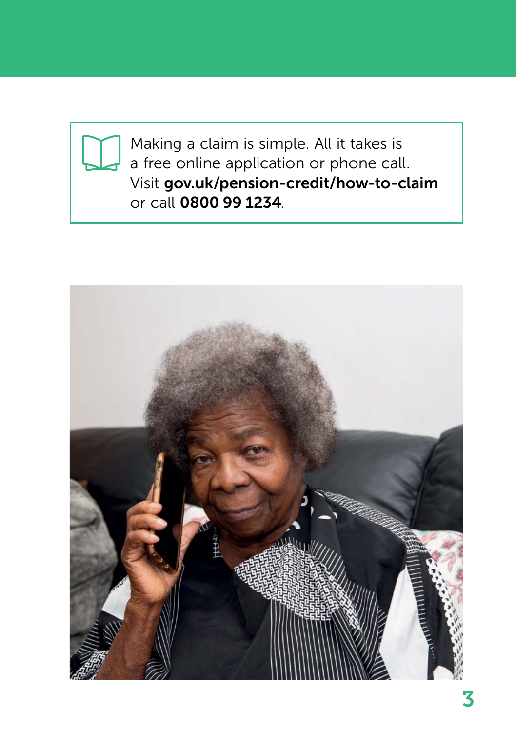Making a claim is simple. All it takes is a free online application or phone call. Visit **gov.uk/pension-credit/how-to-claim** or call **0800 99 1234**.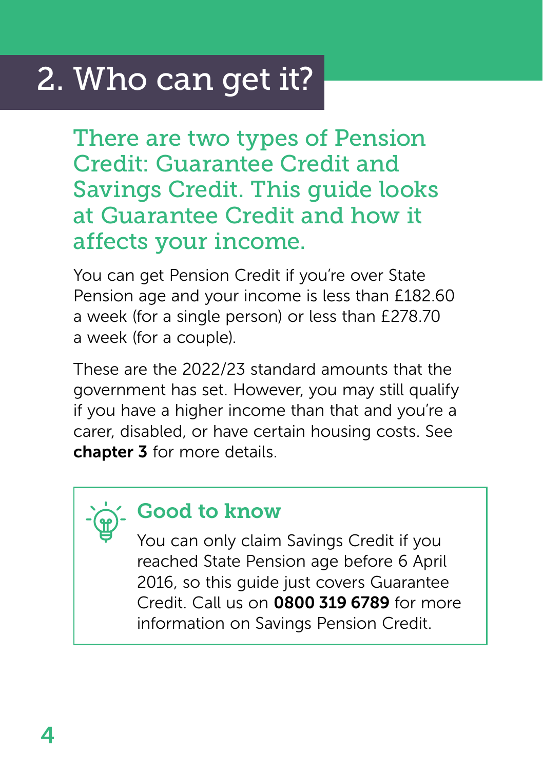# 2. Who can get it?

## There are two types of Pension Credit: Guarantee Credit and Savings Credit. This guide looks at Guarantee Credit and how it affects your income.

You can get Pension Credit if you're over State Pension age and your income is less than £182.60 a week (for a single person) or less than £278.70 a week (for a couple).

These are the 2022/23 standard amounts that the government has set. However, you may still qualify if you have a higher income than that and you're a carer, disabled, or have certain housing costs. See **chapter 3** for more details.

### Good to know

You can only claim Savings Credit if you reached State Pension age before 6 April 2016, so this guide just covers Guarantee Credit. Call us on **0800 319 6789** for more information on Savings Pension Credit.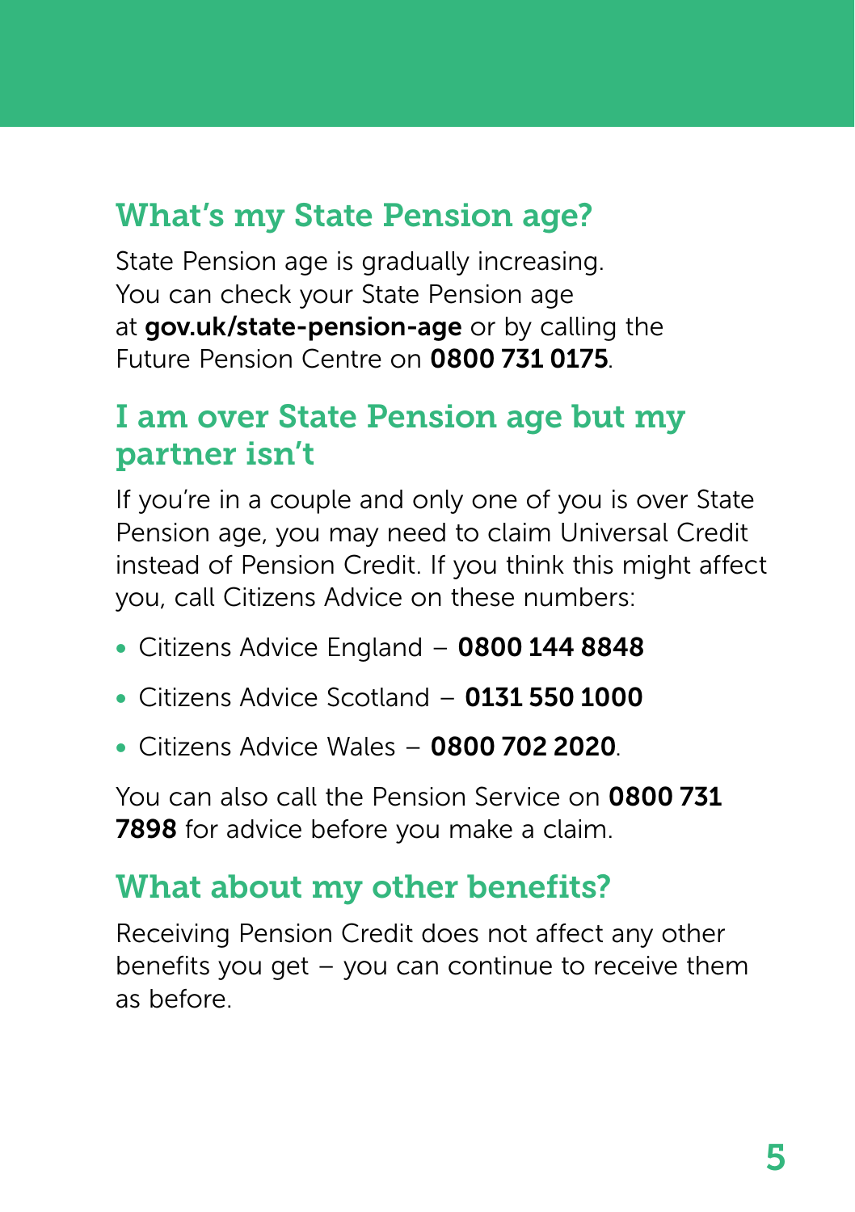## What's my State Pension age?

State Pension age is gradually increasing. You can check your State Pension age at **gov.uk/state-pension-age** or by calling the Future Pension Centre on **0800 731 0175**.

## I am over State Pension age but my partner isn't

If you're in a couple and only one of you is over State Pension age, you may need to claim Universal Credit instead of Pension Credit. If you think this might affect you, call Citizens Advice on these numbers:

- Citizens Advice England – **0800 144 8848**
- Citizens Advice Scotland – **0131 550 1000**
- Citizens Advice Wales – **0800 702 2020**.

You can also call the Pension Service on **0800 731 7898** for advice before you make a claim.

## What about my other benefits?

Receiving Pension Credit does not affect any other benefits you get – you can continue to receive them as before.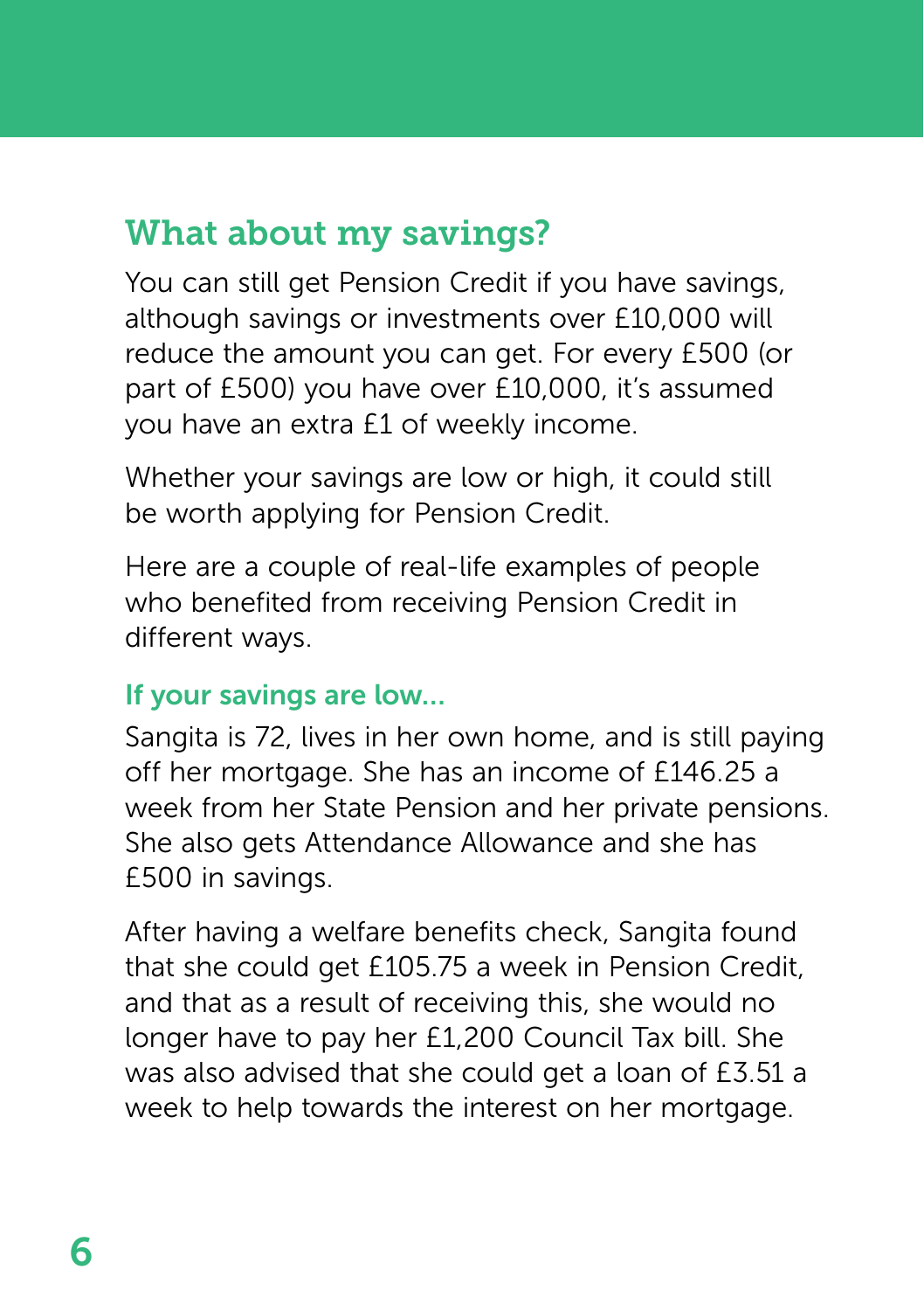## What about my savings?

You can still get Pension Credit if you have savings, although savings or investments over £10,000 will reduce the amount you can get. For every £500 (or part of £500) you have over £10,000, it's assumed you have an extra £1 of weekly income.

Whether your savings are low or high, it could still be worth applying for Pension Credit.

Here are a couple of real-life examples of people who benefited from receiving Pension Credit in different ways.

### If your savings are low...

Sangita is 72, lives in her own home, and is still paying off her mortgage. She has an income of £146.25 a week from her State Pension and her private pensions. She also gets Attendance Allowance and she has £500 in savings.

After having a welfare benefits check, Sangita found that she could get £105.75 a week in Pension Credit, and that as a result of receiving this, she would no longer have to pay her £1,200 Council Tax bill. She was also advised that she could get a loan of £3.51 a week to help towards the interest on her mortgage.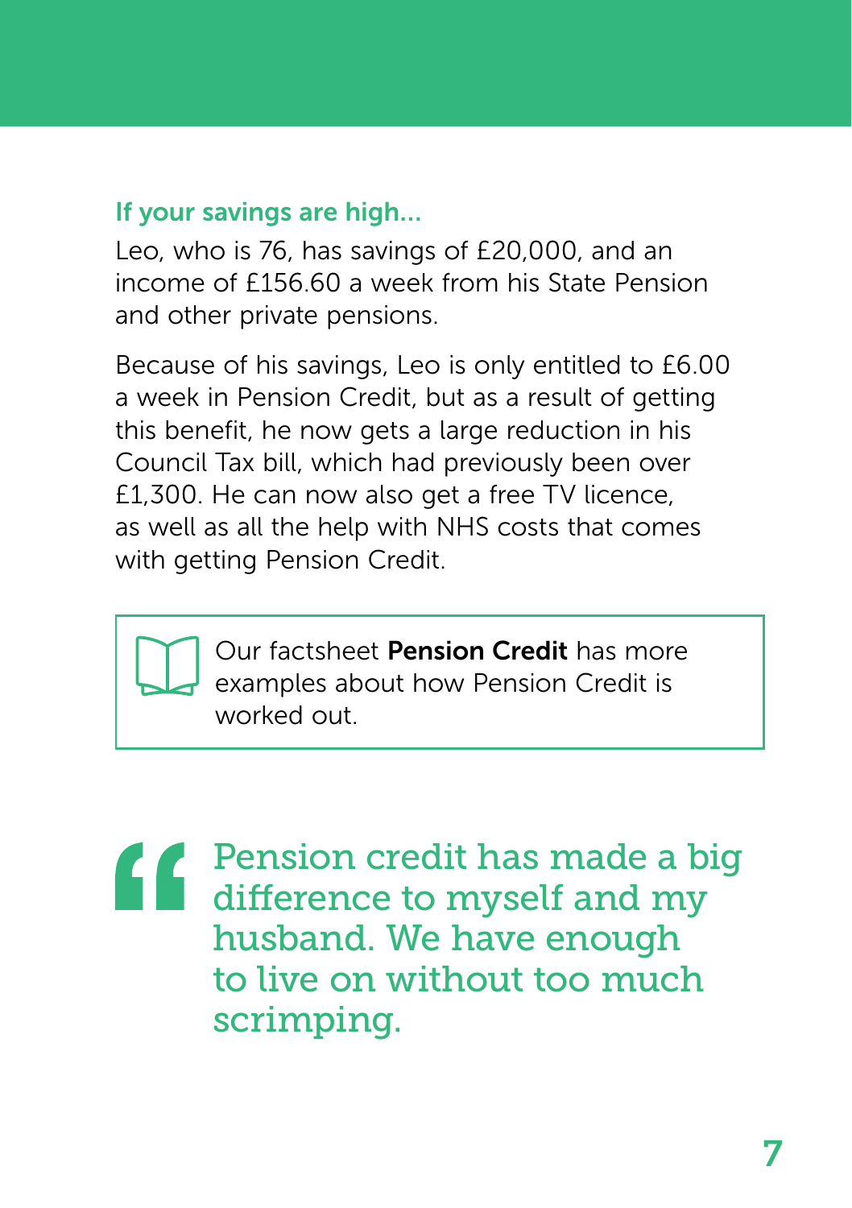### If your savings are high...

Leo, who is 76, has savings of £20,000, and an income of £156.60 a week from his State Pension and other private pensions.

Because of his savings, Leo is only entitled to £6.00 a week in Pension Credit, but as a result of getting this benefit, he now gets a large reduction in his Council Tax bill, which had previously been over £1,300. He can now also get a free TV licence, as well as all the help with NHS costs that comes with getting Pension Credit.

> Our factsheet **Pension Credit** has more examples about how Pension Credit is worked out.

> "Pension credit has made a big difference to myself and my husband. We have enough to live on without too much scrimping.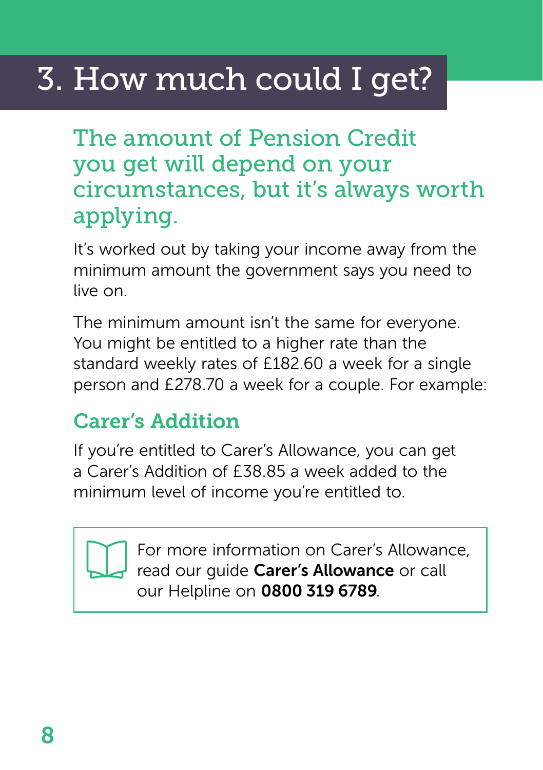# 3. How much could I get?

## The amount of Pension Credit you get will depend on your circumstances, but it's always worth applying.

It's worked out by taking your income away from the minimum amount the government says you need to live on.

The minimum amount isn't the same for everyone. You might be entitled to a higher rate than the standard weekly rates of £182.60 a week for a single person and £278.70 a week for a couple. For example:

### Carer's Addition

If you're entitled to Carer's Allowance, you can get a Carer's Addition of £38.85 a week added to the minimum level of income you're entitled to.

> For more information on Carer's Allowance, read our guide **Carer's Allowance** or call our Helpline on **0800 319 6789**.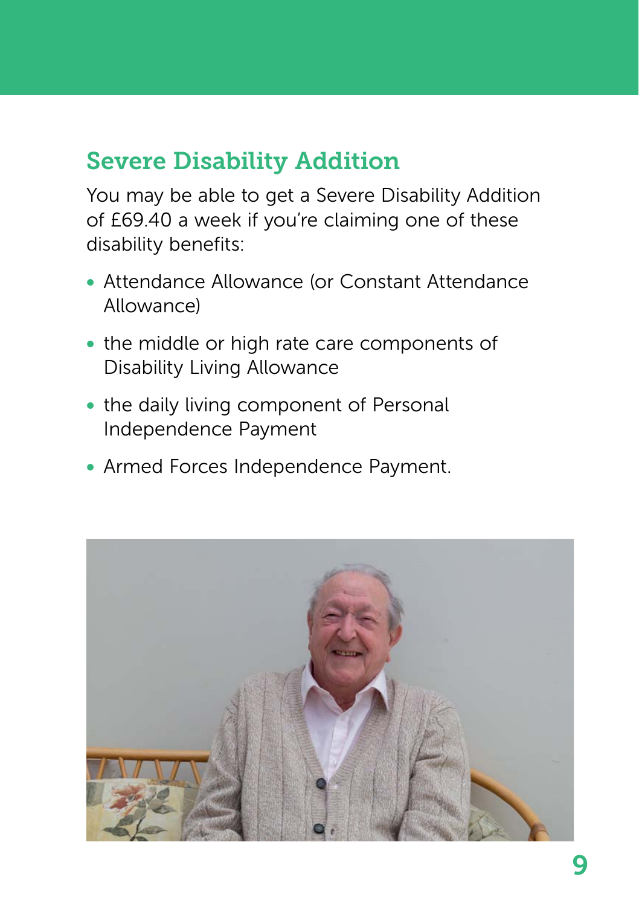## Severe Disability Addition

You may be able to get a Severe Disability Addition of £69.40 a week if you're claiming one of these disability benefits:

- Attendance Allowance (or Constant Attendance Allowance)
- the middle or high rate care components of Disability Living Allowance
- the daily living component of Personal Independence Payment
- Armed Forces Independence Payment.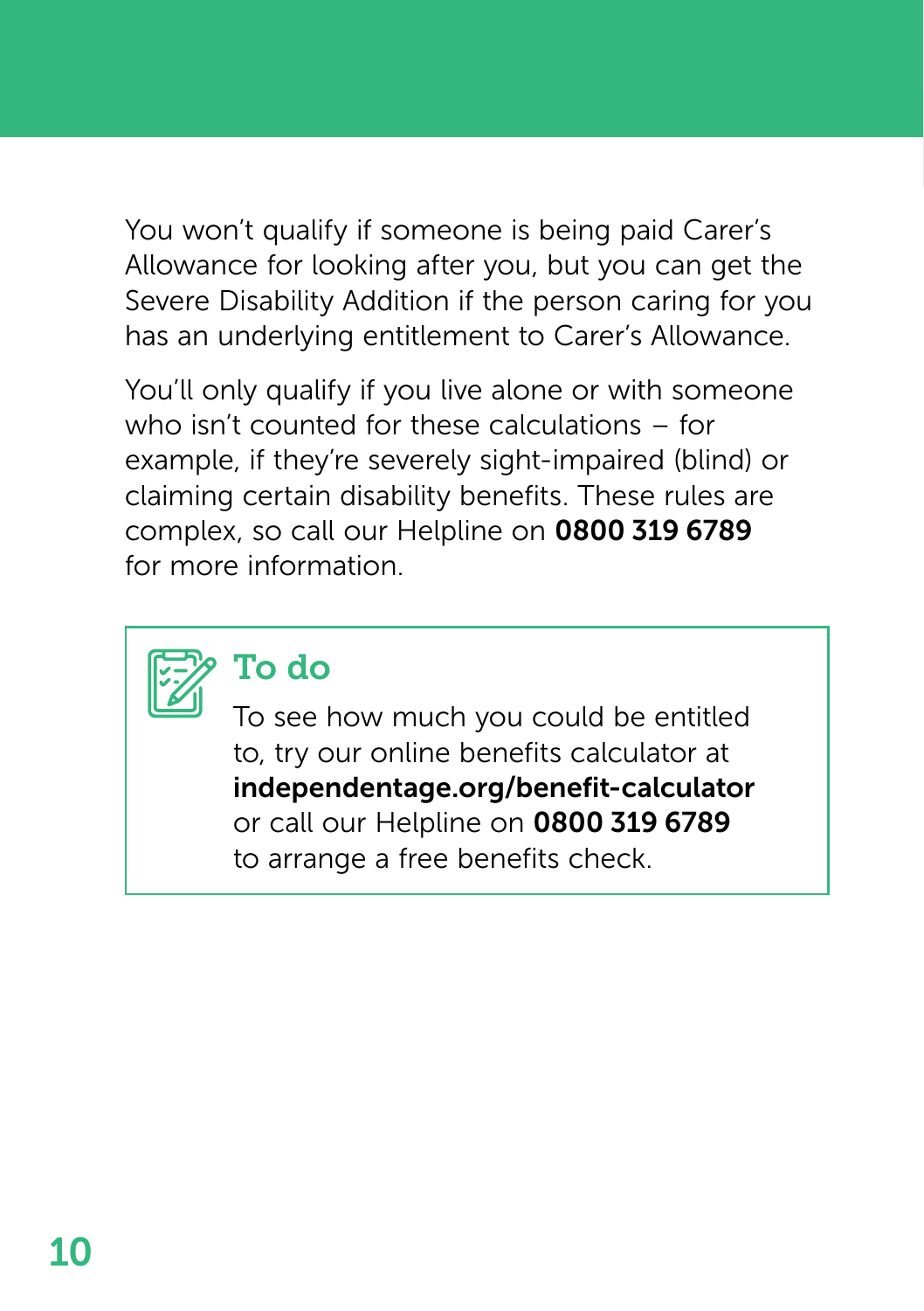You won't qualify if someone is being paid Carer's Allowance for looking after you, but you can get the Severe Disability Addition if the person caring for you has an underlying entitlement to Carer's Allowance.

You'll only qualify if you live alone or with someone who isn't counted for these calculations – for example, if they're severely sight-impaired (blind) or claiming certain disability benefits. These rules are complex, so call our Helpline on **0800 319 6789** for more information.

### To do

To see how much you could be entitled to, try our online benefits calculator at **independentage.org/benefit-calculator** or call our Helpline on **0800 319 6789** to arrange a free benefits check.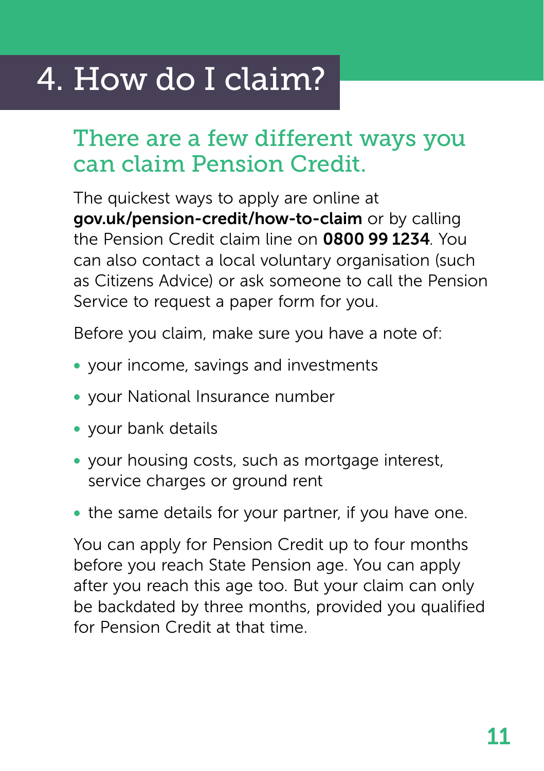# 4. How do I claim?

## There are a few different ways you can claim Pension Credit.

The quickest ways to apply are online at **gov.uk/pension-credit/how-to-claim** or by calling the Pension Credit claim line on **0800 99 1234**. You can also contact a local voluntary organisation (such as Citizens Advice) or ask someone to call the Pension Service to request a paper form for you.

Before you claim, make sure you have a note of:

- your income, savings and investments
- your National Insurance number
- your bank details
- your housing costs, such as mortgage interest, service charges or ground rent
- the same details for your partner, if you have one.

You can apply for Pension Credit up to four months before you reach State Pension age. You can apply after you reach this age too. But your claim can only be backdated by three months, provided you qualified for Pension Credit at that time.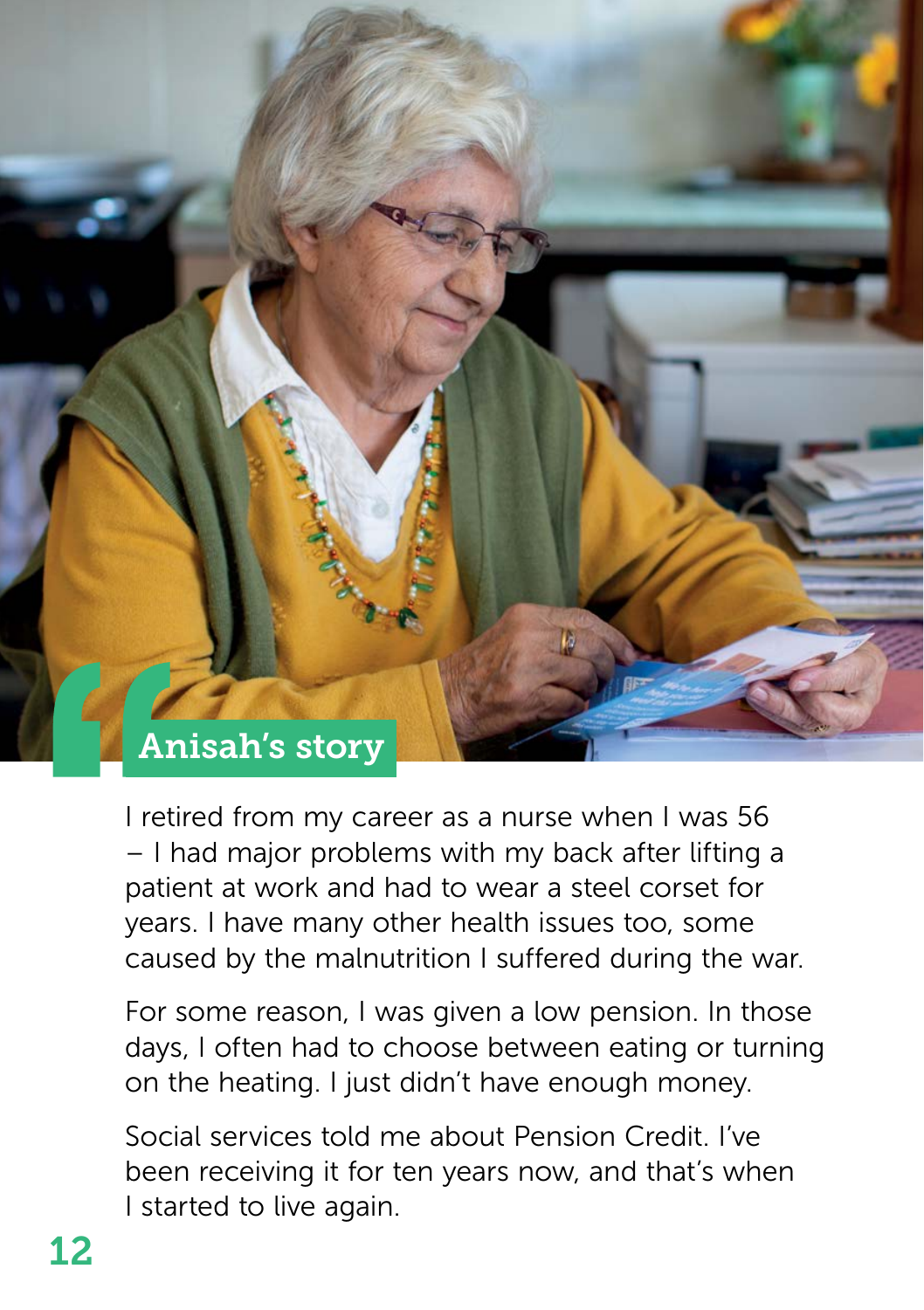## Anisah's story

I retired from my career as a nurse when I was 56 – I had major problems with my back after lifting a patient at work and had to wear a steel corset for years. I have many other health issues too, some caused by the malnutrition I suffered during the war.

For some reason, I was given a low pension. In those days, I often had to choose between eating or turning on the heating. I just didn't have enough money.

Social services told me about Pension Credit. I've been receiving it for ten years now, and that's when I started to live again.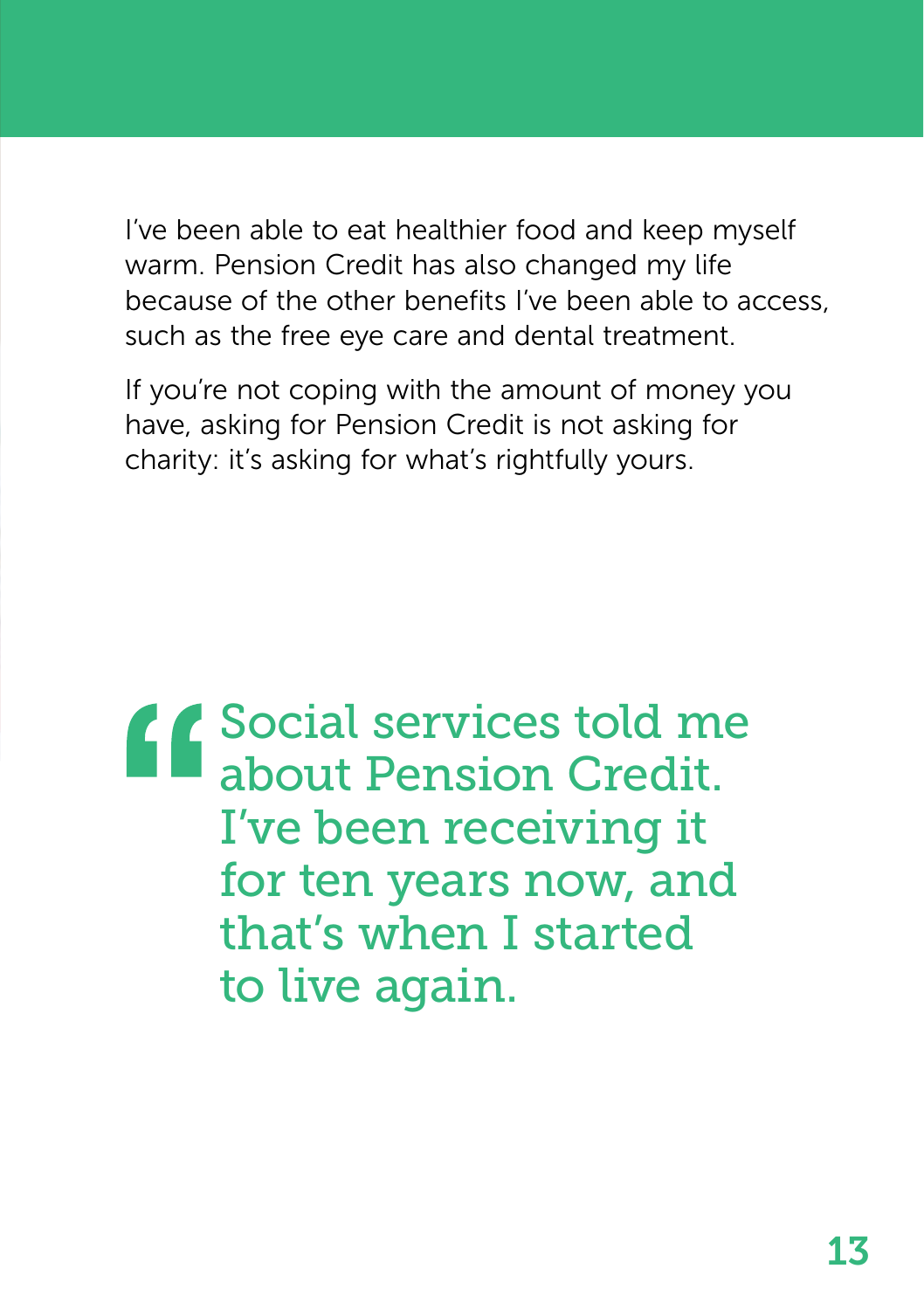I've been able to eat healthier food and keep myself warm. Pension Credit has also changed my life because of the other benefits I've been able to access, such as the free eye care and dental treatment.

If you're not coping with the amount of money you have, asking for Pension Credit is not asking for charity: it's asking for what's rightfully yours.

> "Social services told me about Pension Credit. I've been receiving it for ten years now, and that's when I started to live again.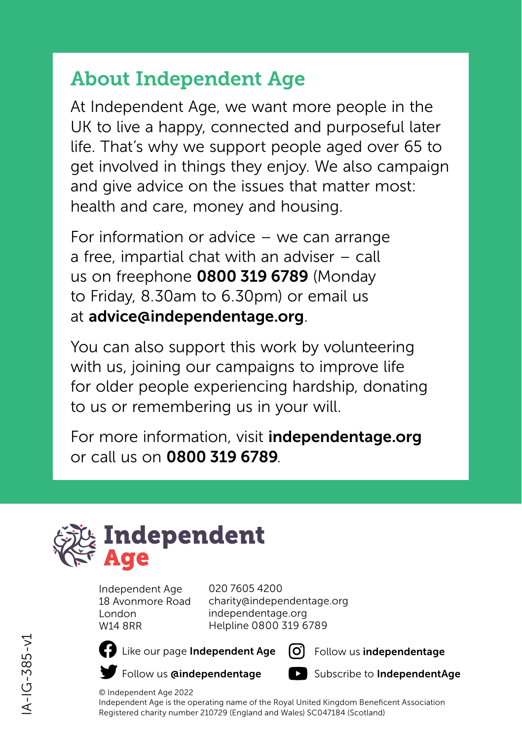## About Independent Age

At Independent Age, we want more people in the UK to live a happy, connected and purposeful later life. That's why we support people aged over 65 to get involved in things they enjoy. We also campaign and give advice on the issues that matter most: health and care, money and housing.

For information or advice – we can arrange a free, impartial chat with an adviser – call us on freephone **0800 319 6789** (Monday to Friday, 8.30am to 6.30pm) or email us at **advice@independentage.org**.

You can also support this work by volunteering with us, joining our campaigns to improve life for older people experiencing hardship, donating to us or remembering us in your will.

For more information, visit **independentage.org** or call us on **0800 319 6789**.

Independent Age

Independent Age
18 Avonmore Road
London
W14 8RR

020 7605 4200
charity@independentage.org
independentage.org
Helpline 0800 319 6789

Like our page **Independent Age**

Follow us **independentage**

Follow us **@independentage**

Subscribe to **IndependentAge**

© Independent Age 2022
Independent Age is the operating name of the Royal United Kingdom Beneficent Association
Registered charity number 210729 (England and Wales) SC047184 (Scotland)

IA-IG-385-v1